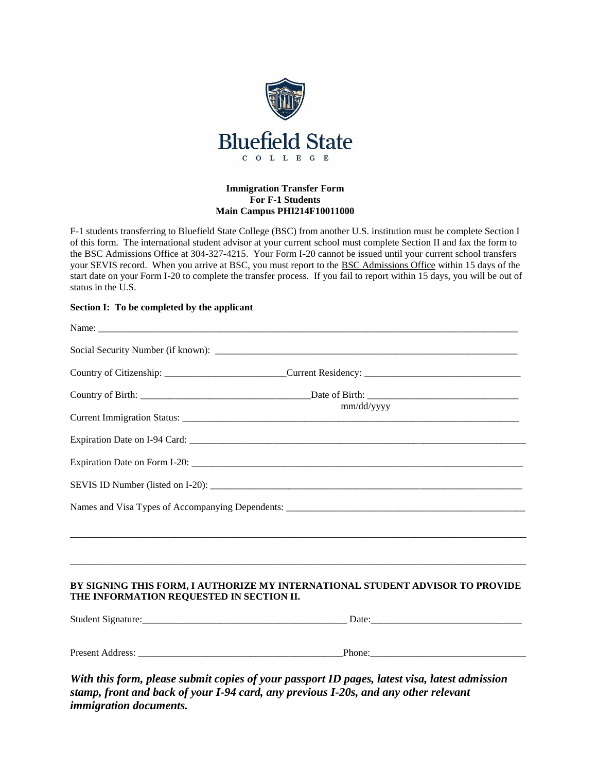**Bluefield State**
**COLLEGE**

**Immigration Transfer Form**
**For F-1 Students**
**Main Campus PHI214F10011000**

F-1 students transferring to Bluefield State College (BSC) from another U.S. institution must be complete Section I of this form. The international student advisor at your current school must complete Section II and fax the form to the BSC Admissions Office at 304-327-4215. Your Form I-20 cannot be issued until your current school transfers your SEVIS record. When you arrive at BSC, you must report to the BSC Admissions Office within 15 days of the start date on your Form I-20 to complete the transfer process. If you fail to report within 15 days, you will be out of status in the U.S.

**Section I: To be completed by the applicant**

Name: ________________________________________________________________________________

Social Security Number (if known): _______________________________________________________

Country of Citizenship: _______________________Current Residency: _____________________________

Country of Birth: ______________________________Date of Birth: ______________________________
mm/dd/yyyy

Current Immigration Status: _____________________________________________________________

Expiration Date on I-94 Card: ____________________________________________________________

Expiration Date on Form I-20: ____________________________________________________________

SEVIS ID Number (listed on I-20): ________________________________________________________

Names and Visa Types of Accompanying Dependents: __________________________________________

______________________________________________________________________________________

______________________________________________________________________________________

**BY SIGNING THIS FORM, I AUTHORIZE MY INTERNATIONAL STUDENT ADVISOR TO PROVIDE THE INFORMATION REQUESTED IN SECTION II.**

Student Signature:_____________________________________ Date:___________________________

Present Address: ______________________________________Phone:___________________________

***With this form, please submit copies of your passport ID pages, latest visa, latest admission stamp, front and back of your I-94 card, any previous I-20s, and any other relevant immigration documents.***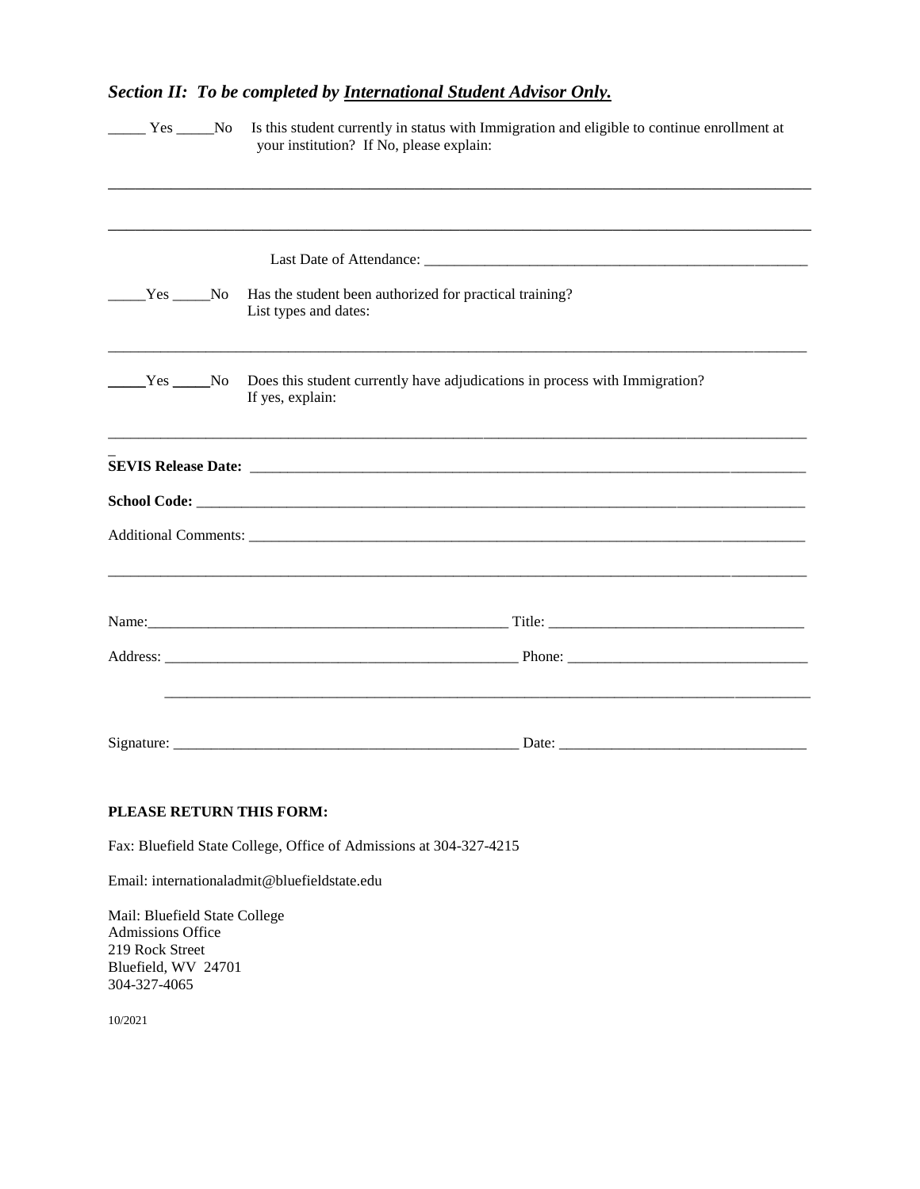## ***Section II: To be completed by International Student Advisor Only.***

_____ Yes _____No Is this student currently in status with Immigration and eligible to continue enrollment at your institution? If No, please explain:

_______________________________________________________________________________________

_______________________________________________________________________________________

Last Date of Attendance: ___________________________________________________

_____Yes _____No Has the student been authorized for practical training?
List types and dates:

_______________________________________________________________________________________

_____Yes _____No Does this student currently have adjudications in process with Immigration?
If yes, explain:

_______________________________________________________________________________________

**SEVIS Release Date:** ____________________________________________________________________

**School Code:** _________________________________________________________________________

Additional Comments: _____________________________________________________________________

_______________________________________________________________________________________

Name:_______________________________________________ Title: ________________________________

Address: ____________________________________________ Phone: _______________________________

_______________________________________________________________________________________

Signature: ___________________________________________ Date: ________________________________

**PLEASE RETURN THIS FORM:**

Fax: Bluefield State College, Office of Admissions at 304-327-4215

Email: internationaladmit@bluefieldstate.edu

Mail: Bluefield State College
Admissions Office
219 Rock Street
Bluefield, WV 24701
304-327-4065

10/2021